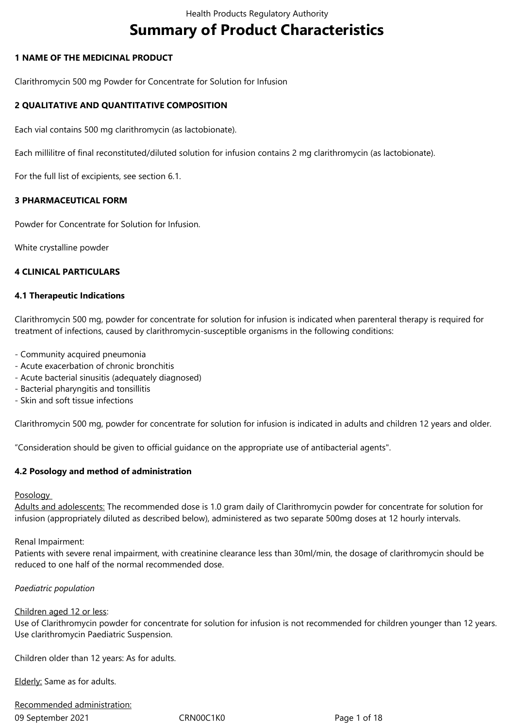# Summary of Product Characteristics

## 1 NAME OF THE MEDICINAL PRODUCT

Clarithromycin 500 mg Powder for Concentrate for Solution for Infusion

## 2 QUALITATIVE AND QUANTITATIVE COMPOSITION

Each vial contains 500 mg clarithromycin (as lactobionate).

Each millilitre of final reconstituted/diluted solution for infusion contains 2 mg clarithromycin (as lactobionate).

For the full list of excipients, see section 6.1.

## 3 PHARMACEUTICAL FORM

Powder for Concentrate for Solution for Infusion.

White crystalline powder

## 4 CLINICAL PARTICULARS

### 4.1 Therapeutic Indications

Clarithromycin 500 mg, powder for concentrate for solution for infusion is indicated when parenteral therapy is required for treatment of infections, caused by clarithromycin-susceptible organisms in the following conditions:

- Community acquired pneumonia
- Acute exacerbation of chronic bronchitis
- Acute bacterial sinusitis (adequately diagnosed)
- Bacterial pharyngitis and tonsillitis
- Skin and soft tissue infections

Clarithromycin 500 mg, powder for concentrate for solution for infusion is indicated in adults and children 12 years and older.

“Consideration should be given to official guidance on the appropriate use of antibacterial agents".

### 4.2 Posology and method of administration

Posology

Adults and adolescents: The recommended dose is 1.0 gram daily of Clarithromycin powder for concentrate for solution for infusion (appropriately diluted as described below), administered as two separate 500mg doses at 12 hourly intervals.

Renal Impairment:
Patients with severe renal impairment, with creatinine clearance less than 30ml/min, the dosage of clarithromycin should be reduced to one half of the normal recommended dose.

*Paediatric population*

Children aged 12 or less:
Use of Clarithromycin powder for concentrate for solution for infusion is not recommended for children younger than 12 years. Use clarithromycin Paediatric Suspension.

Children older than 12 years: As for adults.

Elderly: Same as for adults.

Recommended administration: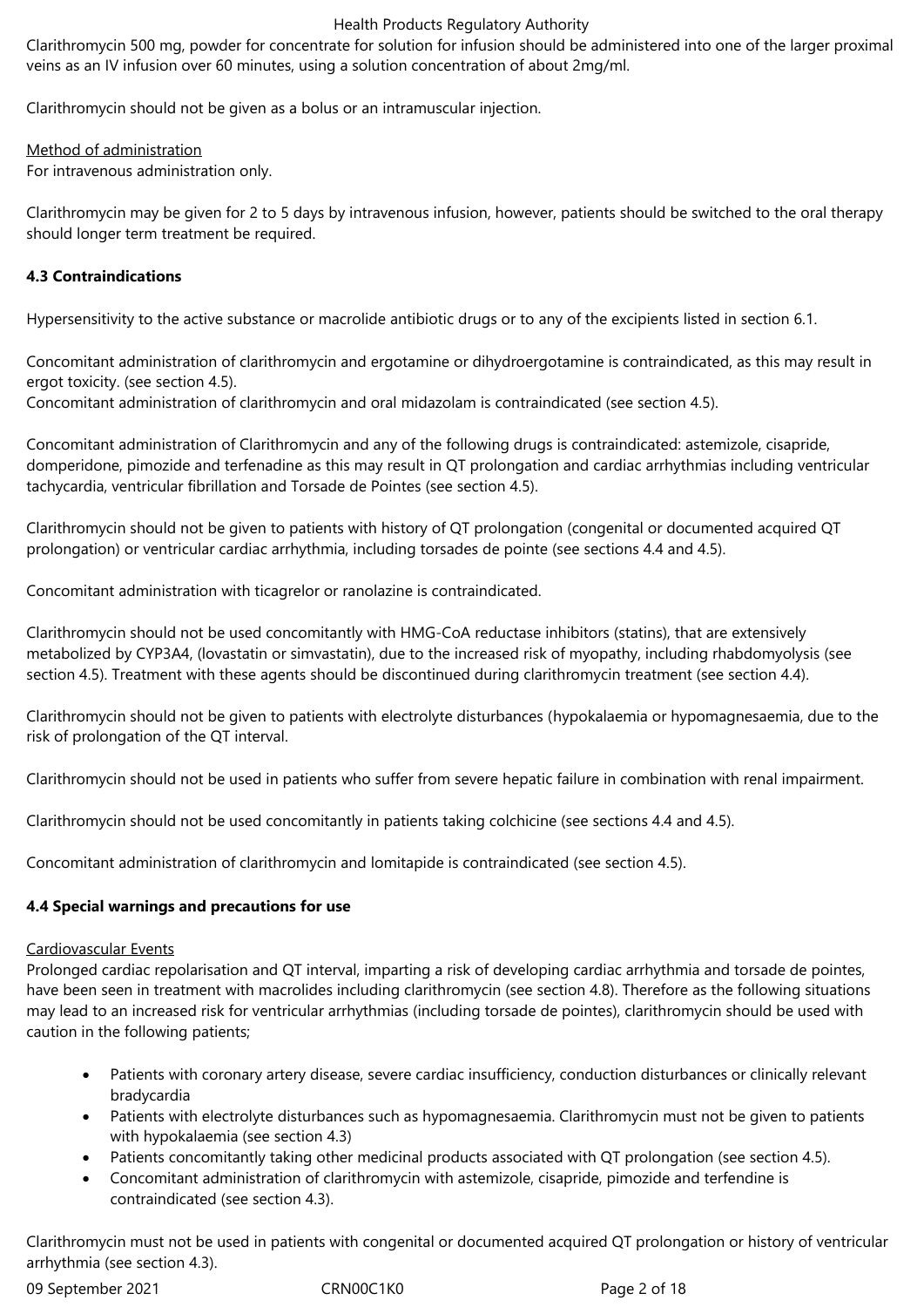Clarithromycin 500 mg, powder for concentrate for solution for infusion should be administered into one of the larger proximal veins as an IV infusion over 60 minutes, using a solution concentration of about 2mg/ml.

Clarithromycin should not be given as a bolus or an intramuscular injection.

Method of administration

For intravenous administration only.

Clarithromycin may be given for 2 to 5 days by intravenous infusion, however, patients should be switched to the oral therapy should longer term treatment be required.

**4.3 Contraindications**

Hypersensitivity to the active substance or macrolide antibiotic drugs or to any of the excipients listed in section 6.1.

Concomitant administration of clarithromycin and ergotamine or dihydroergotamine is contraindicated, as this may result in ergot toxicity. (see section 4.5).
Concomitant administration of clarithromycin and oral midazolam is contraindicated (see section 4.5).

Concomitant administration of Clarithromycin and any of the following drugs is contraindicated: astemizole, cisapride, domperidone, pimozide and terfenadine as this may result in QT prolongation and cardiac arrhythmias including ventricular tachycardia, ventricular fibrillation and Torsade de Pointes (see section 4.5).

Clarithromycin should not be given to patients with history of QT prolongation (congenital or documented acquired QT prolongation) or ventricular cardiac arrhythmia, including torsades de pointe (see sections 4.4 and 4.5).

Concomitant administration with ticagrelor or ranolazine is contraindicated.

Clarithromycin should not be used concomitantly with HMG-CoA reductase inhibitors (statins), that are extensively metabolized by CYP3A4, (lovastatin or simvastatin), due to the increased risk of myopathy, including rhabdomyolysis (see section 4.5). Treatment with these agents should be discontinued during clarithromycin treatment (see section 4.4).

Clarithromycin should not be given to patients with electrolyte disturbances (hypokalaemia or hypomagnesaemia, due to the risk of prolongation of the QT interval.

Clarithromycin should not be used in patients who suffer from severe hepatic failure in combination with renal impairment.

Clarithromycin should not be used concomitantly in patients taking colchicine (see sections 4.4 and 4.5).

Concomitant administration of clarithromycin and lomitapide is contraindicated (see section 4.5).

**4.4 Special warnings and precautions for use**

Cardiovascular Events

Prolonged cardiac repolarisation and QT interval, imparting a risk of developing cardiac arrhythmia and torsade de pointes, have been seen in treatment with macrolides including clarithromycin (see section 4.8). Therefore as the following situations may lead to an increased risk for ventricular arrhythmias (including torsade de pointes), clarithromycin should be used with caution in the following patients;

- Patients with coronary artery disease, severe cardiac insufficiency, conduction disturbances or clinically relevant bradycardia
- Patients with electrolyte disturbances such as hypomagnesaemia. Clarithromycin must not be given to patients with hypokalaemia (see section 4.3)
- Patients concomitantly taking other medicinal products associated with QT prolongation (see section 4.5).
- Concomitant administration of clarithromycin with astemizole, cisapride, pimozide and terfendine is contraindicated (see section 4.3).

Clarithromycin must not be used in patients with congenital or documented acquired QT prolongation or history of ventricular arrhythmia (see section 4.3).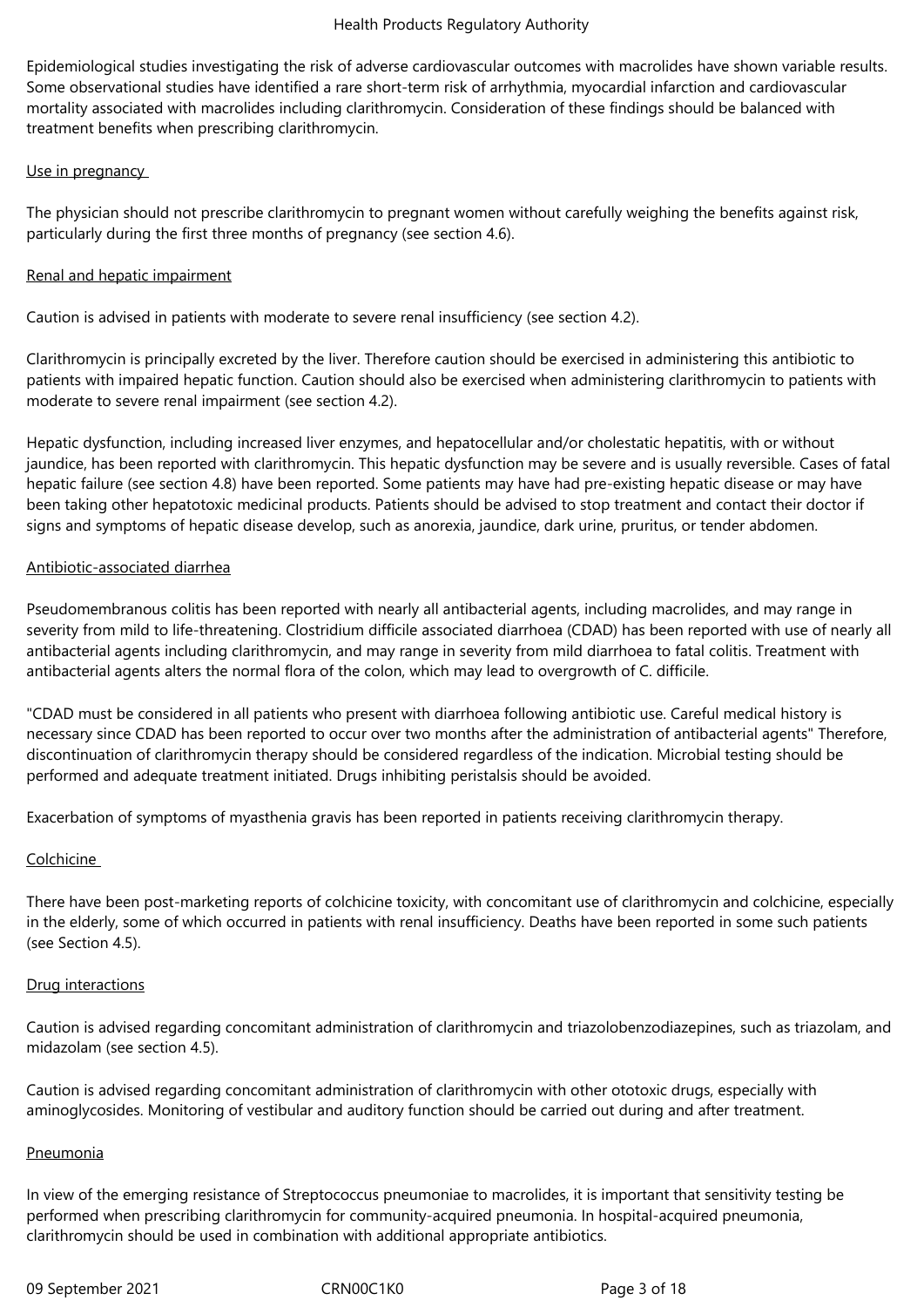Epidemiological studies investigating the risk of adverse cardiovascular outcomes with macrolides have shown variable results. Some observational studies have identified a rare short-term risk of arrhythmia, myocardial infarction and cardiovascular mortality associated with macrolides including clarithromycin. Consideration of these findings should be balanced with treatment benefits when prescribing clarithromycin.

Use in pregnancy

The physician should not prescribe clarithromycin to pregnant women without carefully weighing the benefits against risk, particularly during the first three months of pregnancy (see section 4.6).

Renal and hepatic impairment

Caution is advised in patients with moderate to severe renal insufficiency (see section 4.2).

Clarithromycin is principally excreted by the liver. Therefore caution should be exercised in administering this antibiotic to patients with impaired hepatic function. Caution should also be exercised when administering clarithromycin to patients with moderate to severe renal impairment (see section 4.2).

Hepatic dysfunction, including increased liver enzymes, and hepatocellular and/or cholestatic hepatitis, with or without jaundice, has been reported with clarithromycin. This hepatic dysfunction may be severe and is usually reversible. Cases of fatal hepatic failure (see section 4.8) have been reported. Some patients may have had pre-existing hepatic disease or may have been taking other hepatotoxic medicinal products. Patients should be advised to stop treatment and contact their doctor if signs and symptoms of hepatic disease develop, such as anorexia, jaundice, dark urine, pruritus, or tender abdomen.

Antibiotic-associated diarrhea

Pseudomembranous colitis has been reported with nearly all antibacterial agents, including macrolides, and may range in severity from mild to life-threatening. Clostridium difficile associated diarrhoea (CDAD) has been reported with use of nearly all antibacterial agents including clarithromycin, and may range in severity from mild diarrhoea to fatal colitis. Treatment with antibacterial agents alters the normal flora of the colon, which may lead to overgrowth of C. difficile.

"CDAD must be considered in all patients who present with diarrhoea following antibiotic use. Careful medical history is necessary since CDAD has been reported to occur over two months after the administration of antibacterial agents" Therefore, discontinuation of clarithromycin therapy should be considered regardless of the indication. Microbial testing should be performed and adequate treatment initiated. Drugs inhibiting peristalsis should be avoided.

Exacerbation of symptoms of myasthenia gravis has been reported in patients receiving clarithromycin therapy.

Colchicine

There have been post-marketing reports of colchicine toxicity, with concomitant use of clarithromycin and colchicine, especially in the elderly, some of which occurred in patients with renal insufficiency. Deaths have been reported in some such patients (see Section 4.5).

Drug interactions

Caution is advised regarding concomitant administration of clarithromycin and triazolobenzodiazepines, such as triazolam, and midazolam (see section 4.5).

Caution is advised regarding concomitant administration of clarithromycin with other ototoxic drugs, especially with aminoglycosides. Monitoring of vestibular and auditory function should be carried out during and after treatment.

Pneumonia

In view of the emerging resistance of Streptococcus pneumoniae to macrolides, it is important that sensitivity testing be performed when prescribing clarithromycin for community-acquired pneumonia. In hospital-acquired pneumonia, clarithromycin should be used in combination with additional appropriate antibiotics.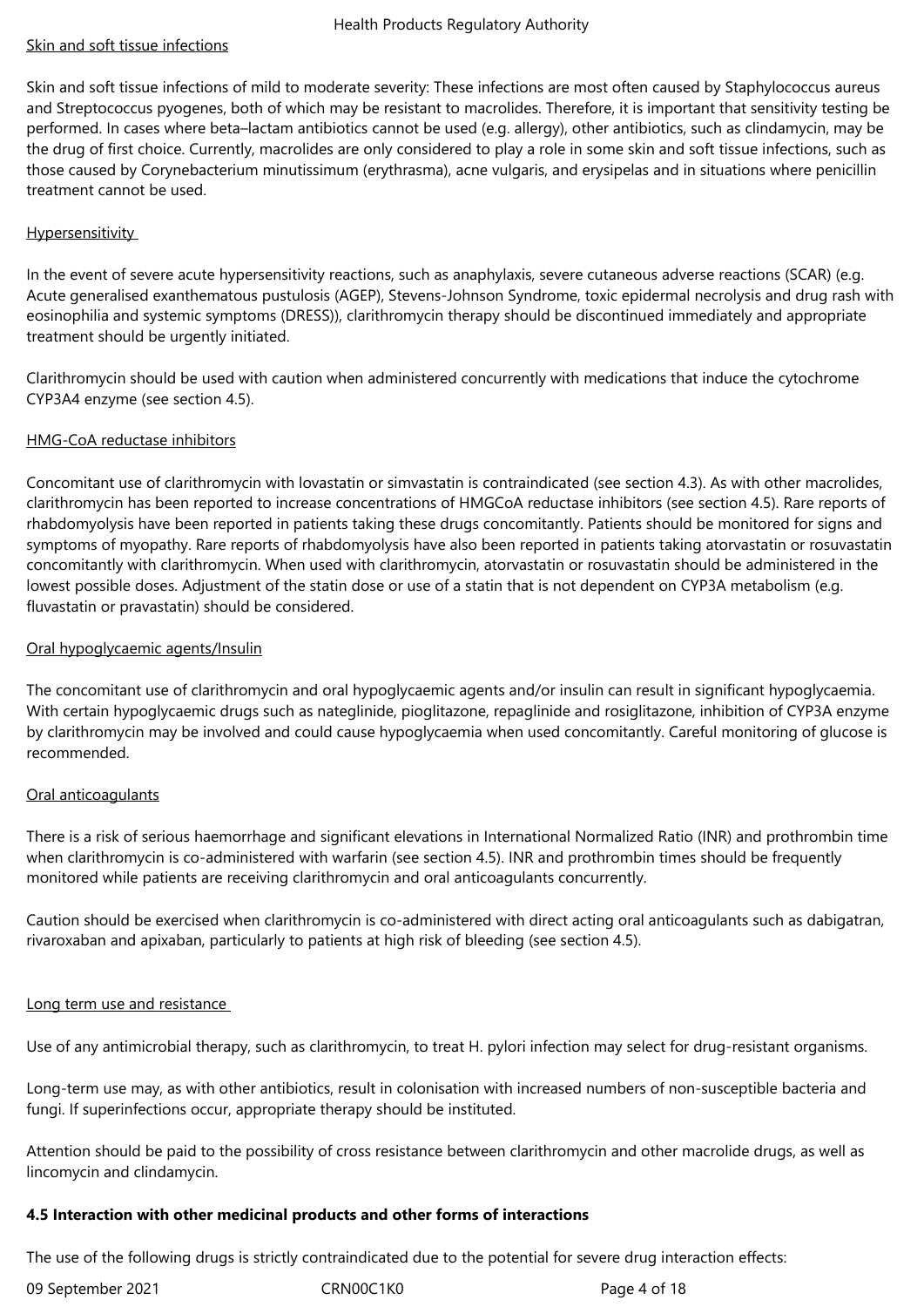Skin and soft tissue infections

Skin and soft tissue infections of mild to moderate severity: These infections are most often caused by Staphylococcus aureus and Streptococcus pyogenes, both of which may be resistant to macrolides. Therefore, it is important that sensitivity testing be performed. In cases where beta–lactam antibiotics cannot be used (e.g. allergy), other antibiotics, such as clindamycin, may be the drug of first choice. Currently, macrolides are only considered to play a role in some skin and soft tissue infections, such as those caused by Corynebacterium minutissimum (erythrasma), acne vulgaris, and erysipelas and in situations where penicillin treatment cannot be used.

Hypersensitivity

In the event of severe acute hypersensitivity reactions, such as anaphylaxis, severe cutaneous adverse reactions (SCAR) (e.g. Acute generalised exanthematous pustulosis (AGEP), Stevens-Johnson Syndrome, toxic epidermal necrolysis and drug rash with eosinophilia and systemic symptoms (DRESS)), clarithromycin therapy should be discontinued immediately and appropriate treatment should be urgently initiated.

Clarithromycin should be used with caution when administered concurrently with medications that induce the cytochrome CYP3A4 enzyme (see section 4.5).

HMG-CoA reductase inhibitors

Concomitant use of clarithromycin with lovastatin or simvastatin is contraindicated (see section 4.3). As with other macrolides, clarithromycin has been reported to increase concentrations of HMGCoA reductase inhibitors (see section 4.5). Rare reports of rhabdomyolysis have been reported in patients taking these drugs concomitantly. Patients should be monitored for signs and symptoms of myopathy. Rare reports of rhabdomyolysis have also been reported in patients taking atorvastatin or rosuvastatin concomitantly with clarithromycin. When used with clarithromycin, atorvastatin or rosuvastatin should be administered in the lowest possible doses. Adjustment of the statin dose or use of a statin that is not dependent on CYP3A metabolism (e.g. fluvastatin or pravastatin) should be considered.

Oral hypoglycaemic agents/Insulin

The concomitant use of clarithromycin and oral hypoglycaemic agents and/or insulin can result in significant hypoglycaemia. With certain hypoglycaemic drugs such as nateglinide, pioglitazone, repaglinide and rosiglitazone, inhibition of CYP3A enzyme by clarithromycin may be involved and could cause hypoglycaemia when used concomitantly. Careful monitoring of glucose is recommended.

Oral anticoagulants

There is a risk of serious haemorrhage and significant elevations in International Normalized Ratio (INR) and prothrombin time when clarithromycin is co-administered with warfarin (see section 4.5). INR and prothrombin times should be frequently monitored while patients are receiving clarithromycin and oral anticoagulants concurrently.

Caution should be exercised when clarithromycin is co-administered with direct acting oral anticoagulants such as dabigatran, rivaroxaban and apixaban, particularly to patients at high risk of bleeding (see section 4.5).

Long term use and resistance

Use of any antimicrobial therapy, such as clarithromycin, to treat H. pylori infection may select for drug-resistant organisms.

Long-term use may, as with other antibiotics, result in colonisation with increased numbers of non-susceptible bacteria and fungi. If superinfections occur, appropriate therapy should be instituted.

Attention should be paid to the possibility of cross resistance between clarithromycin and other macrolide drugs, as well as lincomycin and clindamycin.

**4.5 Interaction with other medicinal products and other forms of interactions**

The use of the following drugs is strictly contraindicated due to the potential for severe drug interaction effects: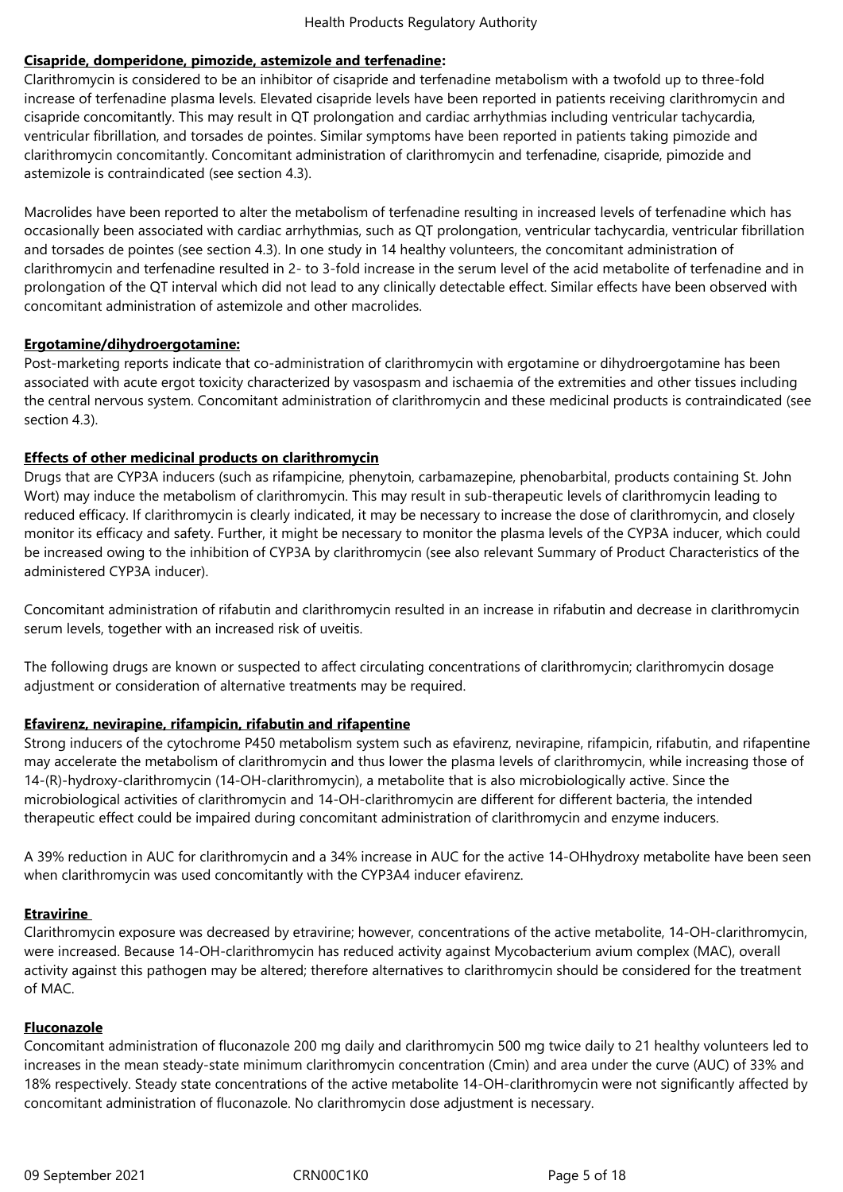**Cisapride, domperidone, pimozide, astemizole and terfenadine:**

Clarithromycin is considered to be an inhibitor of cisapride and terfenadine metabolism with a twofold up to three-fold increase of terfenadine plasma levels. Elevated cisapride levels have been reported in patients receiving clarithromycin and cisapride concomitantly. This may result in QT prolongation and cardiac arrhythmias including ventricular tachycardia, ventricular fibrillation, and torsades de pointes. Similar symptoms have been reported in patients taking pimozide and clarithromycin concomitantly. Concomitant administration of clarithromycin and terfenadine, cisapride, pimozide and astemizole is contraindicated (see section 4.3).

Macrolides have been reported to alter the metabolism of terfenadine resulting in increased levels of terfenadine which has occasionally been associated with cardiac arrhythmias, such as QT prolongation, ventricular tachycardia, ventricular fibrillation and torsades de pointes (see section 4.3). In one study in 14 healthy volunteers, the concomitant administration of clarithromycin and terfenadine resulted in 2- to 3-fold increase in the serum level of the acid metabolite of terfenadine and in prolongation of the QT interval which did not lead to any clinically detectable effect. Similar effects have been observed with concomitant administration of astemizole and other macrolides.

**Ergotamine/dihydroergotamine:**

Post-marketing reports indicate that co-administration of clarithromycin with ergotamine or dihydroergotamine has been associated with acute ergot toxicity characterized by vasospasm and ischaemia of the extremities and other tissues including the central nervous system. Concomitant administration of clarithromycin and these medicinal products is contraindicated (see section 4.3).

**Effects of other medicinal products on clarithromycin**

Drugs that are CYP3A inducers (such as rifampicine, phenytoin, carbamazepine, phenobarbital, products containing St. John Wort) may induce the metabolism of clarithromycin. This may result in sub-therapeutic levels of clarithromycin leading to reduced efficacy. If clarithromycin is clearly indicated, it may be necessary to increase the dose of clarithromycin, and closely monitor its efficacy and safety. Further, it might be necessary to monitor the plasma levels of the CYP3A inducer, which could be increased owing to the inhibition of CYP3A by clarithromycin (see also relevant Summary of Product Characteristics of the administered CYP3A inducer).

Concomitant administration of rifabutin and clarithromycin resulted in an increase in rifabutin and decrease in clarithromycin serum levels, together with an increased risk of uveitis.

The following drugs are known or suspected to affect circulating concentrations of clarithromycin; clarithromycin dosage adjustment or consideration of alternative treatments may be required.

**Efavirenz, nevirapine, rifampicin, rifabutin and rifapentine**

Strong inducers of the cytochrome P450 metabolism system such as efavirenz, nevirapine, rifampicin, rifabutin, and rifapentine may accelerate the metabolism of clarithromycin and thus lower the plasma levels of clarithromycin, while increasing those of 14-(R)-hydroxy-clarithromycin (14-OH-clarithromycin), a metabolite that is also microbiologically active. Since the microbiological activities of clarithromycin and 14-OH-clarithromycin are different for different bacteria, the intended therapeutic effect could be impaired during concomitant administration of clarithromycin and enzyme inducers.

A 39% reduction in AUC for clarithromycin and a 34% increase in AUC for the active 14-OHhydroxy metabolite have been seen when clarithromycin was used concomitantly with the CYP3A4 inducer efavirenz.

**Etravirine**

Clarithromycin exposure was decreased by etravirine; however, concentrations of the active metabolite, 14-OH-clarithromycin, were increased. Because 14-OH-clarithromycin has reduced activity against Mycobacterium avium complex (MAC), overall activity against this pathogen may be altered; therefore alternatives to clarithromycin should be considered for the treatment of MAC.

**Fluconazole**

Concomitant administration of fluconazole 200 mg daily and clarithromycin 500 mg twice daily to 21 healthy volunteers led to increases in the mean steady-state minimum clarithromycin concentration (Cmin) and area under the curve (AUC) of 33% and 18% respectively. Steady state concentrations of the active metabolite 14-OH-clarithromycin were not significantly affected by concomitant administration of fluconazole. No clarithromycin dose adjustment is necessary.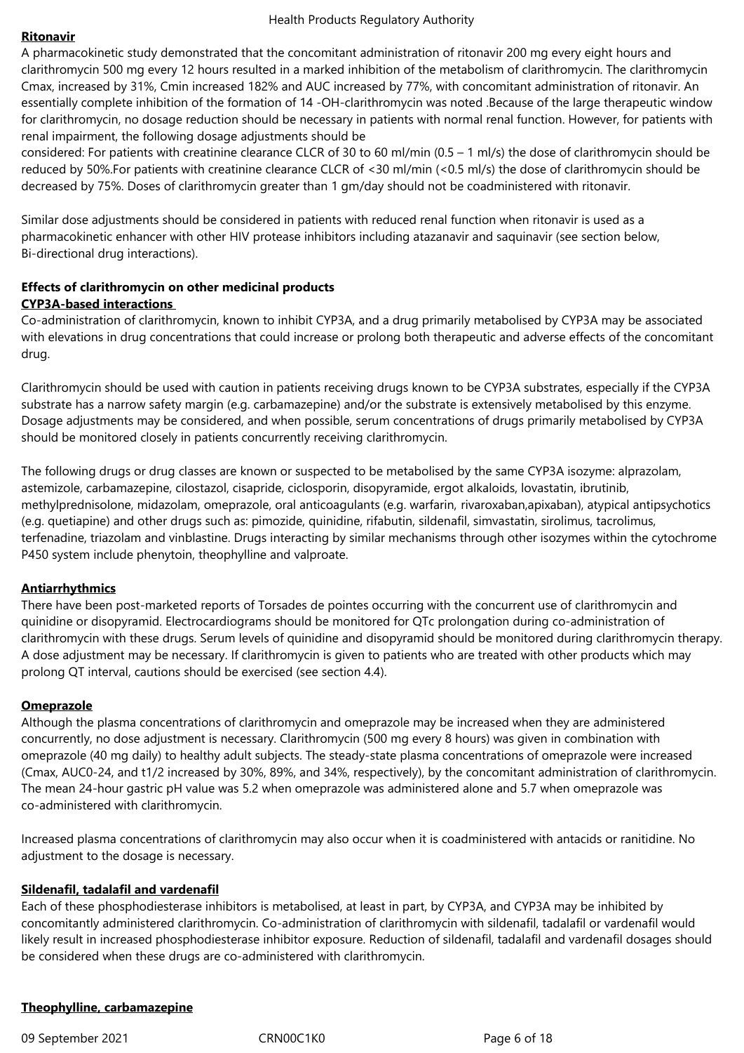**Ritonavir**

A pharmacokinetic study demonstrated that the concomitant administration of ritonavir 200 mg every eight hours and clarithromycin 500 mg every 12 hours resulted in a marked inhibition of the metabolism of clarithromycin. The clarithromycin Cmax, increased by 31%, Cmin increased 182% and AUC increased by 77%, with concomitant administration of ritonavir. An essentially complete inhibition of the formation of 14 -OH-clarithromycin was noted .Because of the large therapeutic window for clarithromycin, no dosage reduction should be necessary in patients with normal renal function. However, for patients with renal impairment, the following dosage adjustments should be considered: For patients with creatinine clearance CLCR of 30 to 60 ml/min (0.5 – 1 ml/s) the dose of clarithromycin should be reduced by 50%.For patients with creatinine clearance CLCR of <30 ml/min (<0.5 ml/s) the dose of clarithromycin should be decreased by 75%. Doses of clarithromycin greater than 1 gm/day should not be coadministered with ritonavir.

Similar dose adjustments should be considered in patients with reduced renal function when ritonavir is used as a pharmacokinetic enhancer with other HIV protease inhibitors including atazanavir and saquinavir (see section below, Bi-directional drug interactions).

**Effects of clarithromycin on other medicinal products**

**CYP3A-based interactions**

Co-administration of clarithromycin, known to inhibit CYP3A, and a drug primarily metabolised by CYP3A may be associated with elevations in drug concentrations that could increase or prolong both therapeutic and adverse effects of the concomitant drug.

Clarithromycin should be used with caution in patients receiving drugs known to be CYP3A substrates, especially if the CYP3A substrate has a narrow safety margin (e.g. carbamazepine) and/or the substrate is extensively metabolised by this enzyme. Dosage adjustments may be considered, and when possible, serum concentrations of drugs primarily metabolised by CYP3A should be monitored closely in patients concurrently receiving clarithromycin.

The following drugs or drug classes are known or suspected to be metabolised by the same CYP3A isozyme: alprazolam, astemizole, carbamazepine, cilostazol, cisapride, ciclosporin, disopyramide, ergot alkaloids, lovastatin, ibrutinib, methylprednisolone, midazolam, omeprazole, oral anticoagulants (e.g. warfarin, rivaroxaban,apixaban), atypical antipsychotics (e.g. quetiapine) and other drugs such as: pimozide, quinidine, rifabutin, sildenafil, simvastatin, sirolimus, tacrolimus, terfenadine, triazolam and vinblastine. Drugs interacting by similar mechanisms through other isozymes within the cytochrome P450 system include phenytoin, theophylline and valproate.

**Antiarrhythmics**

There have been post-marketed reports of Torsades de pointes occurring with the concurrent use of clarithromycin and quinidine or disopyramid. Electrocardiograms should be monitored for QTc prolongation during co-administration of clarithromycin with these drugs. Serum levels of quinidine and disopyramid should be monitored during clarithromycin therapy. A dose adjustment may be necessary. If clarithromycin is given to patients who are treated with other products which may prolong QT interval, cautions should be exercised (see section 4.4).

**Omeprazole**

Although the plasma concentrations of clarithromycin and omeprazole may be increased when they are administered concurrently, no dose adjustment is necessary. Clarithromycin (500 mg every 8 hours) was given in combination with omeprazole (40 mg daily) to healthy adult subjects. The steady-state plasma concentrations of omeprazole were increased (Cmax, AUC0-24, and t1/2 increased by 30%, 89%, and 34%, respectively), by the concomitant administration of clarithromycin. The mean 24-hour gastric pH value was 5.2 when omeprazole was administered alone and 5.7 when omeprazole was co-administered with clarithromycin.

Increased plasma concentrations of clarithromycin may also occur when it is coadministered with antacids or ranitidine. No adjustment to the dosage is necessary.

**Sildenafil, tadalafil and vardenafil**

Each of these phosphodiesterase inhibitors is metabolised, at least in part, by CYP3A, and CYP3A may be inhibited by concomitantly administered clarithromycin. Co-administration of clarithromycin with sildenafil, tadalafil or vardenafil would likely result in increased phosphodiesterase inhibitor exposure. Reduction of sildenafil, tadalafil and vardenafil dosages should be considered when these drugs are co-administered with clarithromycin.

**Theophylline, carbamazepine**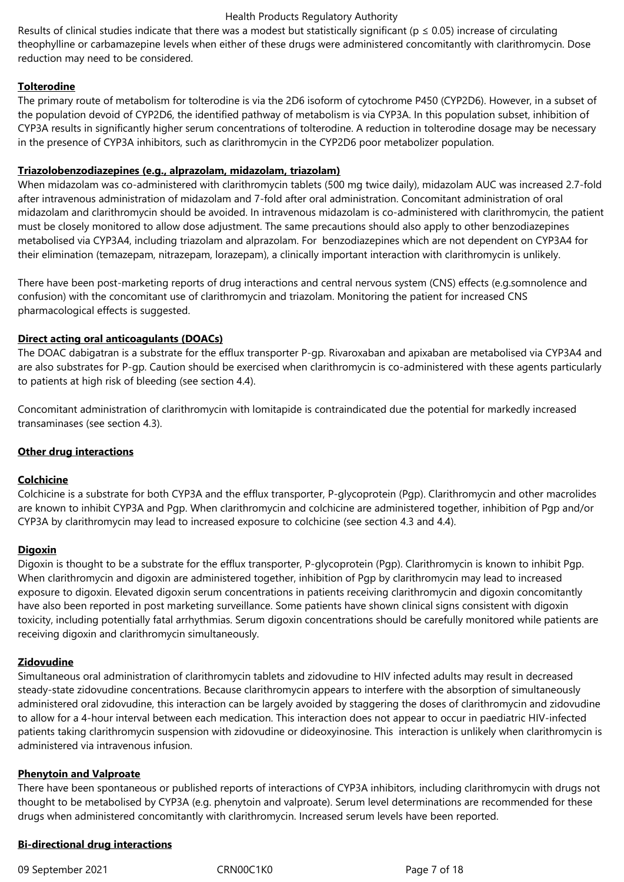Results of clinical studies indicate that there was a modest but statistically significant ($p \leq 0.05$) increase of circulating theophylline or carbamazepine levels when either of these drugs were administered concomitantly with clarithromycin. Dose reduction may need to be considered.

**Tolterodine**

The primary route of metabolism for tolterodine is via the 2D6 isoform of cytochrome P450 (CYP2D6). However, in a subset of the population devoid of CYP2D6, the identified pathway of metabolism is via CYP3A. In this population subset, inhibition of CYP3A results in significantly higher serum concentrations of tolterodine. A reduction in tolterodine dosage may be necessary in the presence of CYP3A inhibitors, such as clarithromycin in the CYP2D6 poor metabolizer population.

**Triazolobenzodiazepines (e.g., alprazolam, midazolam, triazolam)**

When midazolam was co-administered with clarithromycin tablets (500 mg twice daily), midazolam AUC was increased 2.7-fold after intravenous administration of midazolam and 7-fold after oral administration. Concomitant administration of oral midazolam and clarithromycin should be avoided. In intravenous midazolam is co-administered with clarithromycin, the patient must be closely monitored to allow dose adjustment. The same precautions should also apply to other benzodiazepines metabolised via CYP3A4, including triazolam and alprazolam. For benzodiazepines which are not dependent on CYP3A4 for their elimination (temazepam, nitrazepam, lorazepam), a clinically important interaction with clarithromycin is unlikely.

There have been post-marketing reports of drug interactions and central nervous system (CNS) effects (e.g.somnolence and confusion) with the concomitant use of clarithromycin and triazolam. Monitoring the patient for increased CNS pharmacological effects is suggested.

**Direct acting oral anticoagulants (DOACs)**

The DOAC dabigatran is a substrate for the efflux transporter P-gp. Rivaroxaban and apixaban are metabolised via CYP3A4 and are also substrates for P-gp. Caution should be exercised when clarithromycin is co-administered with these agents particularly to patients at high risk of bleeding (see section 4.4).

Concomitant administration of clarithromycin with lomitapide is contraindicated due the potential for markedly increased transaminases (see section 4.3).

**Other drug interactions**

**Colchicine**

Colchicine is a substrate for both CYP3A and the efflux transporter, P-glycoprotein (Pgp). Clarithromycin and other macrolides are known to inhibit CYP3A and Pgp. When clarithromycin and colchicine are administered together, inhibition of Pgp and/or CYP3A by clarithromycin may lead to increased exposure to colchicine (see section 4.3 and 4.4).

**Digoxin**

Digoxin is thought to be a substrate for the efflux transporter, P-glycoprotein (Pgp). Clarithromycin is known to inhibit Pgp. When clarithromycin and digoxin are administered together, inhibition of Pgp by clarithromycin may lead to increased exposure to digoxin. Elevated digoxin serum concentrations in patients receiving clarithromycin and digoxin concomitantly have also been reported in post marketing surveillance. Some patients have shown clinical signs consistent with digoxin toxicity, including potentially fatal arrhythmias. Serum digoxin concentrations should be carefully monitored while patients are receiving digoxin and clarithromycin simultaneously.

**Zidovudine**

Simultaneous oral administration of clarithromycin tablets and zidovudine to HIV infected adults may result in decreased steady-state zidovudine concentrations. Because clarithromycin appears to interfere with the absorption of simultaneously administered oral zidovudine, this interaction can be largely avoided by staggering the doses of clarithromycin and zidovudine to allow for a 4-hour interval between each medication. This interaction does not appear to occur in paediatric HIV-infected patients taking clarithromycin suspension with zidovudine or dideoxyinosine. This interaction is unlikely when clarithromycin is administered via intravenous infusion.

**Phenytoin and Valproate**

There have been spontaneous or published reports of interactions of CYP3A inhibitors, including clarithromycin with drugs not thought to be metabolised by CYP3A (e.g. phenytoin and valproate). Serum level determinations are recommended for these drugs when administered concomitantly with clarithromycin. Increased serum levels have been reported.

**Bi-directional drug interactions**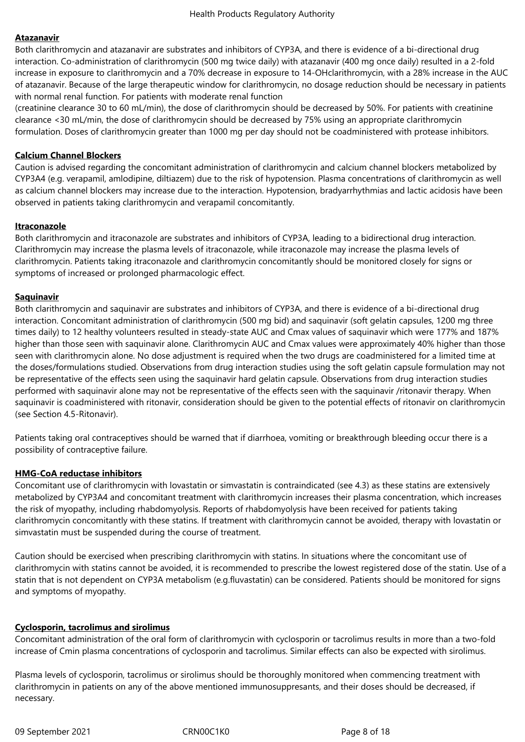**Atazanavir**

Both clarithromycin and atazanavir are substrates and inhibitors of CYP3A, and there is evidence of a bi-directional drug interaction. Co-administration of clarithromycin (500 mg twice daily) with atazanavir (400 mg once daily) resulted in a 2-fold increase in exposure to clarithromycin and a 70% decrease in exposure to 14-OHclarithromycin, with a 28% increase in the AUC of atazanavir. Because of the large therapeutic window for clarithromycin, no dosage reduction should be necessary in patients with normal renal function. For patients with moderate renal function
(creatinine clearance 30 to 60 mL/min), the dose of clarithromycin should be decreased by 50%. For patients with creatinine clearance <30 mL/min, the dose of clarithromycin should be decreased by 75% using an appropriate clarithromycin formulation. Doses of clarithromycin greater than 1000 mg per day should not be coadministered with protease inhibitors.

**Calcium Channel Blockers**

Caution is advised regarding the concomitant administration of clarithromycin and calcium channel blockers metabolized by CYP3A4 (e.g. verapamil, amlodipine, diltiazem) due to the risk of hypotension. Plasma concentrations of clarithromycin as well as calcium channel blockers may increase due to the interaction. Hypotension, bradyarrhythmias and lactic acidosis have been observed in patients taking clarithromycin and verapamil concomitantly.

**Itraconazole**

Both clarithromycin and itraconazole are substrates and inhibitors of CYP3A, leading to a bidirectional drug interaction. Clarithromycin may increase the plasma levels of itraconazole, while itraconazole may increase the plasma levels of clarithromycin. Patients taking itraconazole and clarithromycin concomitantly should be monitored closely for signs or symptoms of increased or prolonged pharmacologic effect.

**Saquinavir**

Both clarithromycin and saquinavir are substrates and inhibitors of CYP3A, and there is evidence of a bi-directional drug interaction. Concomitant administration of clarithromycin (500 mg bid) and saquinavir (soft gelatin capsules, 1200 mg three times daily) to 12 healthy volunteers resulted in steady-state AUC and Cmax values of saquinavir which were 177% and 187% higher than those seen with saquinavir alone. Clarithromycin AUC and Cmax values were approximately 40% higher than those seen with clarithromycin alone. No dose adjustment is required when the two drugs are coadministered for a limited time at the doses/formulations studied. Observations from drug interaction studies using the soft gelatin capsule formulation may not be representative of the effects seen using the saquinavir hard gelatin capsule. Observations from drug interaction studies performed with saquinavir alone may not be representative of the effects seen with the saquinavir /ritonavir therapy. When saquinavir is coadministered with ritonavir, consideration should be given to the potential effects of ritonavir on clarithromycin (see Section 4.5-Ritonavir).

Patients taking oral contraceptives should be warned that if diarrhoea, vomiting or breakthrough bleeding occur there is a possibility of contraceptive failure.

**HMG-CoA reductase inhibitors**

Concomitant use of clarithromycin with lovastatin or simvastatin is contraindicated (see 4.3) as these statins are extensively metabolized by CYP3A4 and concomitant treatment with clarithromycin increases their plasma concentration, which increases the risk of myopathy, including rhabdomyolysis. Reports of rhabdomyolysis have been received for patients taking clarithromycin concomitantly with these statins. If treatment with clarithromycin cannot be avoided, therapy with lovastatin or simvastatin must be suspended during the course of treatment.

Caution should be exercised when prescribing clarithromycin with statins. In situations where the concomitant use of clarithromycin with statins cannot be avoided, it is recommended to prescribe the lowest registered dose of the statin. Use of a statin that is not dependent on CYP3A metabolism (e.g.fluvastatin) can be considered. Patients should be monitored for signs and symptoms of myopathy.

**Cyclosporin, tacrolimus and sirolimus**

Concomitant administration of the oral form of clarithromycin with cyclosporin or tacrolimus results in more than a two-fold increase of Cmin plasma concentrations of cyclosporin and tacrolimus. Similar effects can also be expected with sirolimus.

Plasma levels of cyclosporin, tacrolimus or sirolimus should be thoroughly monitored when commencing treatment with clarithromycin in patients on any of the above mentioned immunosuppresants, and their doses should be decreased, if necessary.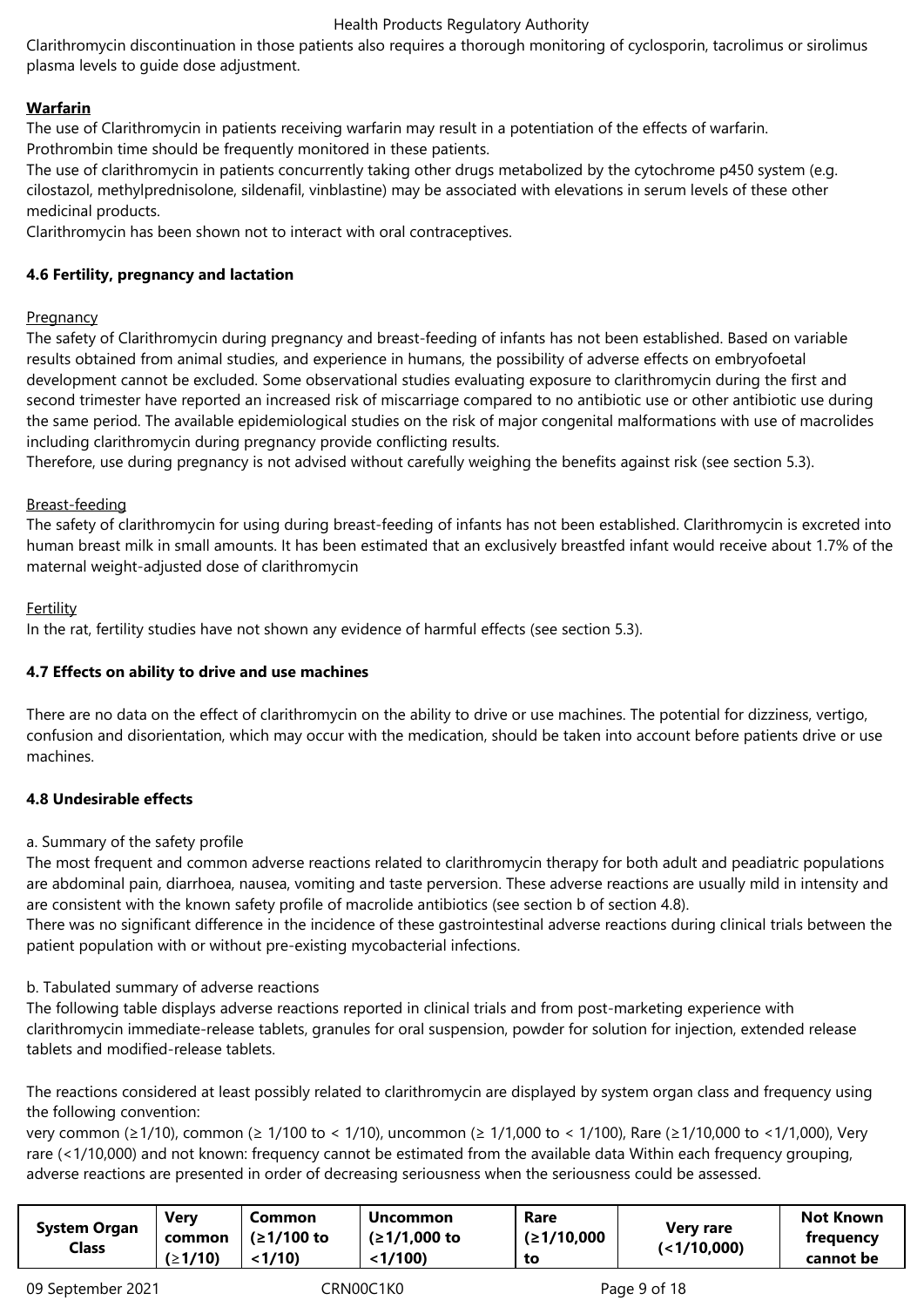Clarithromycin discontinuation in those patients also requires a thorough monitoring of cyclosporin, tacrolimus or sirolimus plasma levels to guide dose adjustment.

**Warfarin**

The use of Clarithromycin in patients receiving warfarin may result in a potentiation of the effects of warfarin.
Prothrombin time should be frequently monitored in these patients.
The use of clarithromycin in patients concurrently taking other drugs metabolized by the cytochrome p450 system (e.g. cilostazol, methylprednisolone, sildenafil, vinblastine) may be associated with elevations in serum levels of these other medicinal products.
Clarithromycin has been shown not to interact with oral contraceptives.

### 4.6 Fertility, pregnancy and lactation

Pregnancy

The safety of Clarithromycin during pregnancy and breast-feeding of infants has not been established. Based on variable results obtained from animal studies, and experience in humans, the possibility of adverse effects on embryofoetal development cannot be excluded. Some observational studies evaluating exposure to clarithromycin during the first and second trimester have reported an increased risk of miscarriage compared to no antibiotic use or other antibiotic use during the same period. The available epidemiological studies on the risk of major congenital malformations with use of macrolides including clarithromycin during pregnancy provide conflicting results.
Therefore, use during pregnancy is not advised without carefully weighing the benefits against risk (see section 5.3).

Breast-feeding

The safety of clarithromycin for using during breast-feeding of infants has not been established. Clarithromycin is excreted into human breast milk in small amounts. It has been estimated that an exclusively breastfed infant would receive about 1.7% of the maternal weight-adjusted dose of clarithromycin

Fertility

In the rat, fertility studies have not shown any evidence of harmful effects (see section 5.3).

### 4.7 Effects on ability to drive and use machines

There are no data on the effect of clarithromycin on the ability to drive or use machines. The potential for dizziness, vertigo, confusion and disorientation, which may occur with the medication, should be taken into account before patients drive or use machines.

### 4.8 Undesirable effects

a. Summary of the safety profile

The most frequent and common adverse reactions related to clarithromycin therapy for both adult and peadiatric populations are abdominal pain, diarrhoea, nausea, vomiting and taste perversion. These adverse reactions are usually mild in intensity and are consistent with the known safety profile of macrolide antibiotics (see section b of section 4.8).
There was no significant difference in the incidence of these gastrointestinal adverse reactions during clinical trials between the patient population with or without pre-existing mycobacterial infections.

b. Tabulated summary of adverse reactions

The following table displays adverse reactions reported in clinical trials and from post-marketing experience with clarithromycin immediate-release tablets, granules for oral suspension, powder for solution for injection, extended release tablets and modified-release tablets.

The reactions considered at least possibly related to clarithromycin are displayed by system organ class and frequency using the following convention:
very common (≥1/10), common (≥ 1/100 to < 1/10), uncommon (≥ 1/1,000 to < 1/100), Rare (≥1/10,000 to <1/1,000), Very rare (<1/10,000) and not known: frequency cannot be estimated from the available data Within each frequency grouping, adverse reactions are presented in order of decreasing seriousness when the seriousness could be assessed.

| System Organ Class | Very common (≥1/10) | Common (≥1/100 to <1/10) | Uncommon (≥1/1,000 to <1/100) | Rare (≥1/10,000 to | Very rare (<1/10,000) | Not Known frequency cannot be |
|---|---|---|---|---|---|---|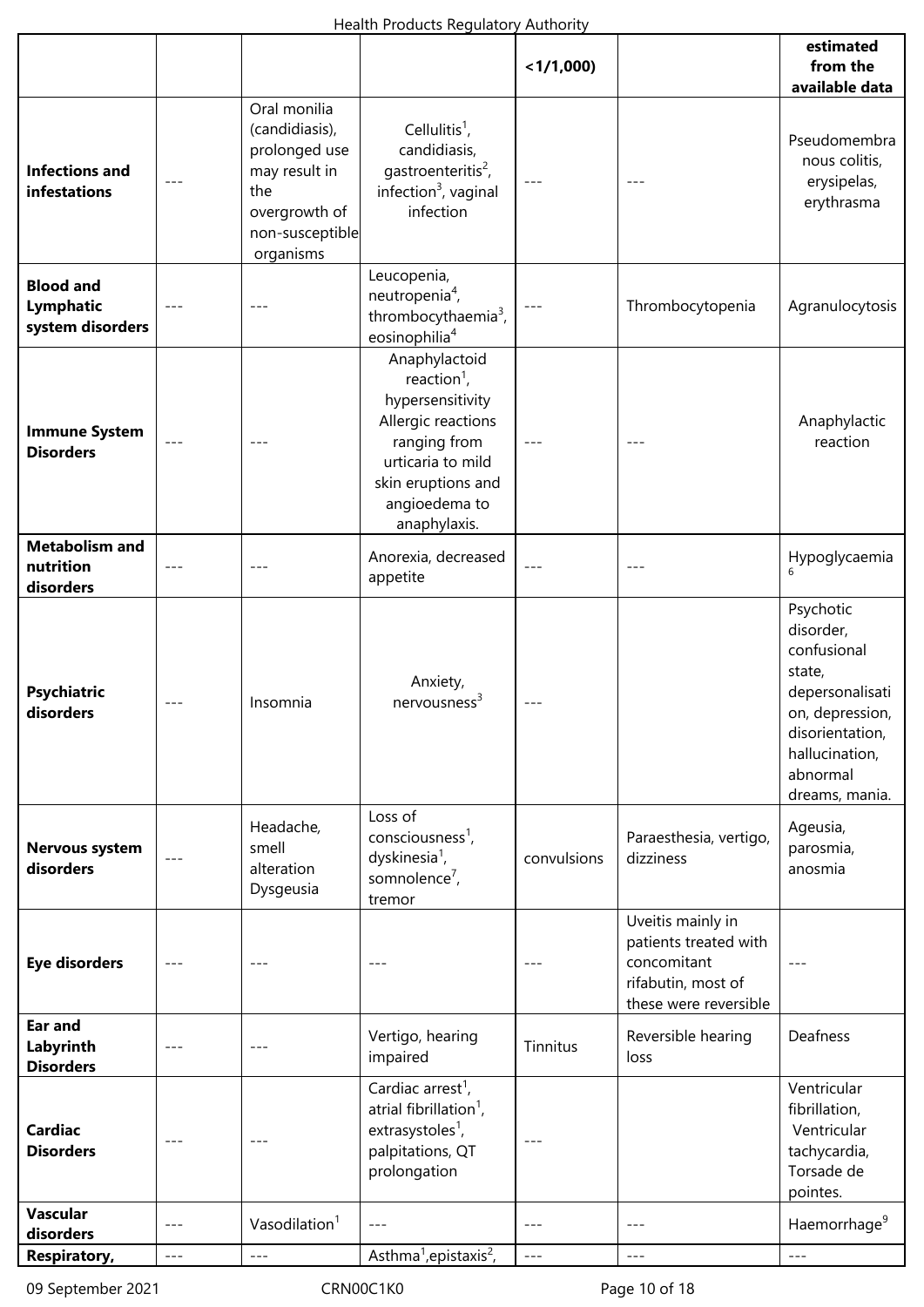| | | | | <1/1,000) | | estimated from the available data |
|---|---|---|---|---|---|---|
| **Infections and infestations** | --- | Oral monilia (candidiasis), prolonged use may result in the overgrowth of non-susceptible organisms | Cellulitis[1], candidiasis, gastroenteritis[2], infection[3], vaginal infection | --- | --- | Pseudomembranous colitis, erysipelas, erythrasma |
| **Blood and Lymphatic system disorders** | --- | --- | Leucopenia, neutropenia[4], thrombocythaemia[3], eosinophilia[4] | --- | Thrombocytopenia | Agranulocytosis |
| **Immune System Disorders** | --- | --- | Anaphylactoid reaction[1], hypersensitivity Allergic reactions ranging from urticaria to mild skin eruptions and angioedema to anaphylaxis. | --- | --- | Anaphylactic reaction |
| **Metabolism and nutrition disorders** | --- | --- | Anorexia, decreased appetite | --- | --- | Hypoglycaemia[6] |
| **Psychiatric disorders** | --- | Insomnia | Anxiety, nervousness[3] | --- | | Psychotic disorder, confusional state, depersonalisation, depression, disorientation, hallucination, abnormal dreams, mania. |
| **Nervous system disorders** | --- | Headache, smell alteration Dysgeusia | Loss of consciousness[1], dyskinesia[1], somnolence[7], tremor | convulsions | Paraesthesia, vertigo, dizziness | Ageusia, parosmia, anosmia |
| **Eye disorders** | --- | --- | --- | --- | Uveitis mainly in patients treated with concomitant rifabutin, most of these were reversible | --- |
| **Ear and Labyrinth Disorders** | --- | --- | Vertigo, hearing impaired | Tinnitus | Reversible hearing loss | Deafness |
| **Cardiac Disorders** | --- | --- | Cardiac arrest[1], atrial fibrillation[1], extrasystoles[1], palpitations, QT prolongation | --- | | Ventricular fibrillation, Ventricular tachycardia, Torsade de pointes. |
| **Vascular disorders** | --- | Vasodilation[1] | --- | --- | --- | Haemorrhage[9] |
| **Respiratory,** | --- | --- | Asthma[1],epistaxis[2], | --- | --- | --- |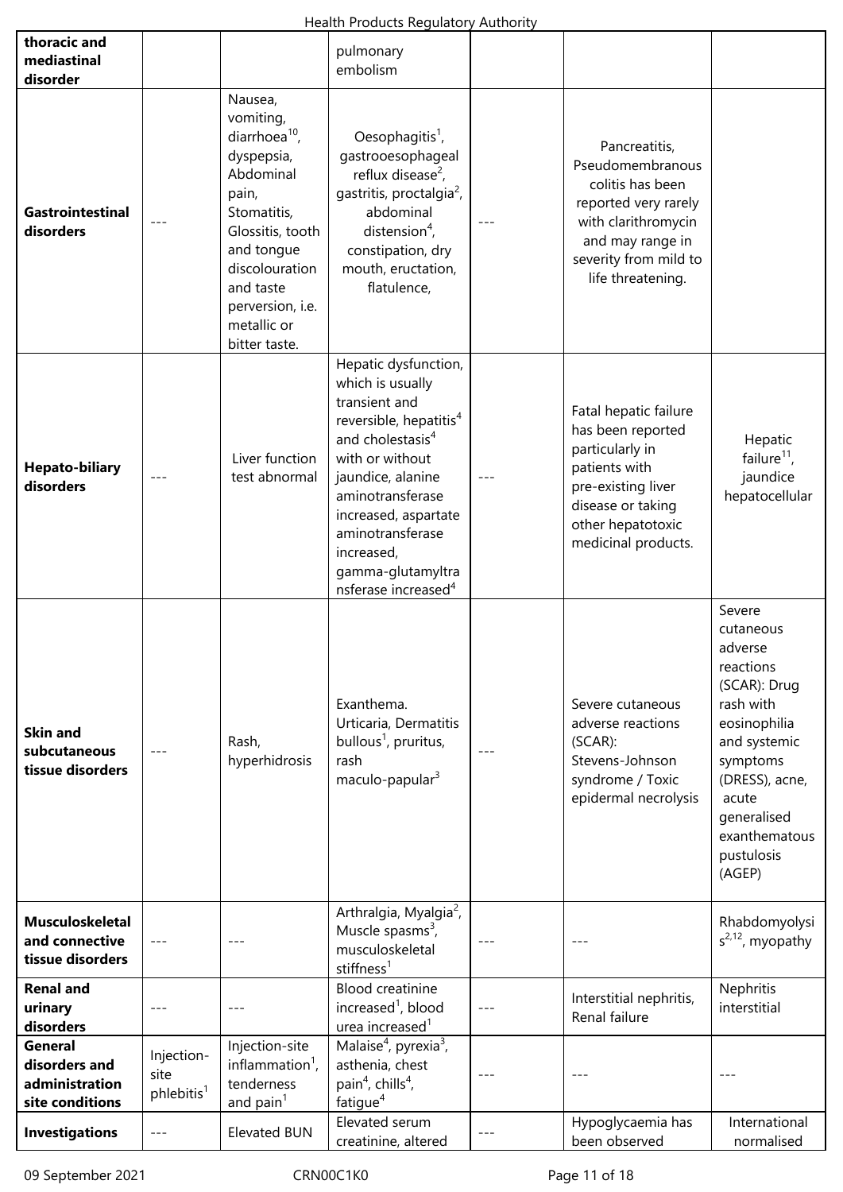| | | | | | | |
|---|---|---|---|---|---|---|
| **thoracic and mediastinal disorder** | | | pulmonary embolism | | | |
| **Gastrointestinal disorders** | --- | Nausea, vomiting, diarrhoea[10], dyspepsia, Abdominal pain, Stomatitis, Glossitis, tooth and tongue discolouration and taste perversion, i.e. metallic or bitter taste. | Oesophagitis[1], gastrooesophageal reflux disease[2], gastritis, proctalgia[2], abdominal distension[4], constipation, dry mouth, eructation, flatulence, | --- | Pancreatitis, Pseudomembranous colitis has been reported very rarely with clarithromycin and may range in severity from mild to life threatening. | |
| **Hepato-biliary disorders** | --- | Liver function test abnormal | Hepatic dysfunction, which is usually transient and reversible, hepatitis[4] and cholestasis[4] with or without jaundice, alanine aminotransferase increased, aspartate aminotransferase increased, gamma-glutamyltransferase increased[4] | --- | Fatal hepatic failure has been reported particularly in patients with pre-existing liver disease or taking other hepatotoxic medicinal products. | Hepatic failure[11], jaundice hepatocellular |
| **Skin and subcutaneous tissue disorders** | --- | Rash, hyperhidrosis | Exanthema. Urticaria, Dermatitis bullous[1], pruritus, rash maculo-papular[3] | --- | Severe cutaneous adverse reactions (SCAR): Stevens-Johnson syndrome / Toxic epidermal necrolysis | Severe cutaneous adverse reactions (SCAR): Drug rash with eosinophilia and systemic symptoms (DRESS), acne, acute generalised exanthematous pustulosis (AGEP) |
| **Musculoskeletal and connective tissue disorders** | --- | --- | Arthralgia, Myalgia[2], Muscle spasms[3], musculoskeletal stiffness[1] | --- | --- | Rhabdomyolysis[2,12], myopathy |
| **Renal and urinary disorders** | --- | --- | Blood creatinine increased[1], blood urea increased[1] | --- | Interstitial nephritis, Renal failure | Nephritis interstitial |
| **General disorders and administration site conditions** | Injection-site phlebitis[1] | Injection-site inflammation[1], tenderness and pain[1] | Malaise[4], pyrexia[3], asthenia, chest pain[4], chills[4], fatigue[4] | --- | --- | --- |
| **Investigations** | --- | Elevated BUN | Elevated serum creatinine, altered | --- | Hypoglycaemia has been observed | International normalised |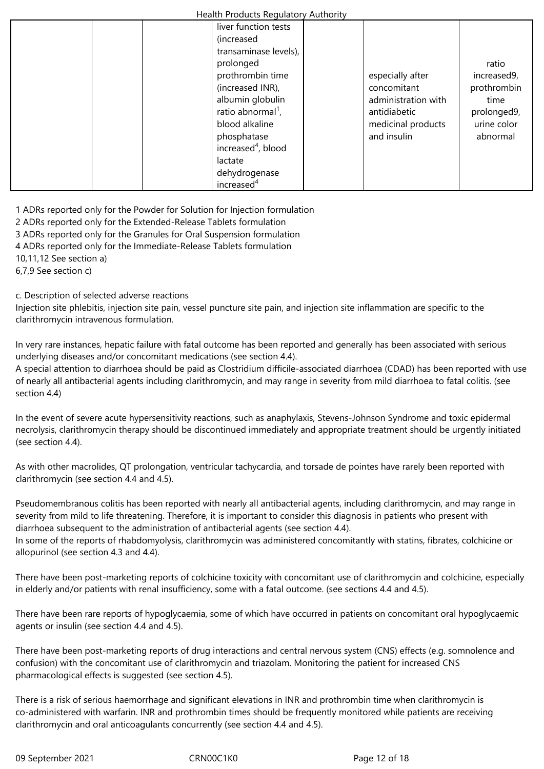| | | | liver function tests (increased transaminase levels), prolonged prothrombin time (increased INR), albumin globulin ratio abnormal[1], blood alkaline phosphatase increased[4], blood lactate dehydrogenase increased[4] | | especially after concomitant administration with antidiabetic medicinal products and insulin | ratio increased9, prothrombin time prolonged9, urine color abnormal |
|---|---|---|---|---|---|---|

1 ADRs reported only for the Powder for Solution for Injection formulation
2 ADRs reported only for the Extended-Release Tablets formulation
3 ADRs reported only for the Granules for Oral Suspension formulation
4 ADRs reported only for the Immediate-Release Tablets formulation
10,11,12 See section a)
6,7,9 See section c)

c. Description of selected adverse reactions
Injection site phlebitis, injection site pain, vessel puncture site pain, and injection site inflammation are specific to the clarithromycin intravenous formulation.

In very rare instances, hepatic failure with fatal outcome has been reported and generally has been associated with serious underlying diseases and/or concomitant medications (see section 4.4).
A special attention to diarrhoea should be paid as Clostridium difficile-associated diarrhoea (CDAD) has been reported with use of nearly all antibacterial agents including clarithromycin, and may range in severity from mild diarrhoea to fatal colitis. (see section 4.4)

In the event of severe acute hypersensitivity reactions, such as anaphylaxis, Stevens-Johnson Syndrome and toxic epidermal necrolysis, clarithromycin therapy should be discontinued immediately and appropriate treatment should be urgently initiated (see section 4.4).

As with other macrolides, QT prolongation, ventricular tachycardia, and torsade de pointes have rarely been reported with clarithromycin (see section 4.4 and 4.5).

Pseudomembranous colitis has been reported with nearly all antibacterial agents, including clarithromycin, and may range in severity from mild to life threatening. Therefore, it is important to consider this diagnosis in patients who present with diarrhoea subsequent to the administration of antibacterial agents (see section 4.4).
In some of the reports of rhabdomyolysis, clarithromycin was administered concomitantly with statins, fibrates, colchicine or allopurinol (see section 4.3 and 4.4).

There have been post-marketing reports of colchicine toxicity with concomitant use of clarithromycin and colchicine, especially in elderly and/or patients with renal insufficiency, some with a fatal outcome. (see sections 4.4 and 4.5).

There have been rare reports of hypoglycaemia, some of which have occurred in patients on concomitant oral hypoglycaemic agents or insulin (see section 4.4 and 4.5).

There have been post-marketing reports of drug interactions and central nervous system (CNS) effects (e.g. somnolence and confusion) with the concomitant use of clarithromycin and triazolam. Monitoring the patient for increased CNS pharmacological effects is suggested (see section 4.5).

There is a risk of serious haemorrhage and significant elevations in INR and prothrombin time when clarithromycin is co-administered with warfarin. INR and prothrombin times should be frequently monitored while patients are receiving clarithromycin and oral anticoagulants concurrently (see section 4.4 and 4.5).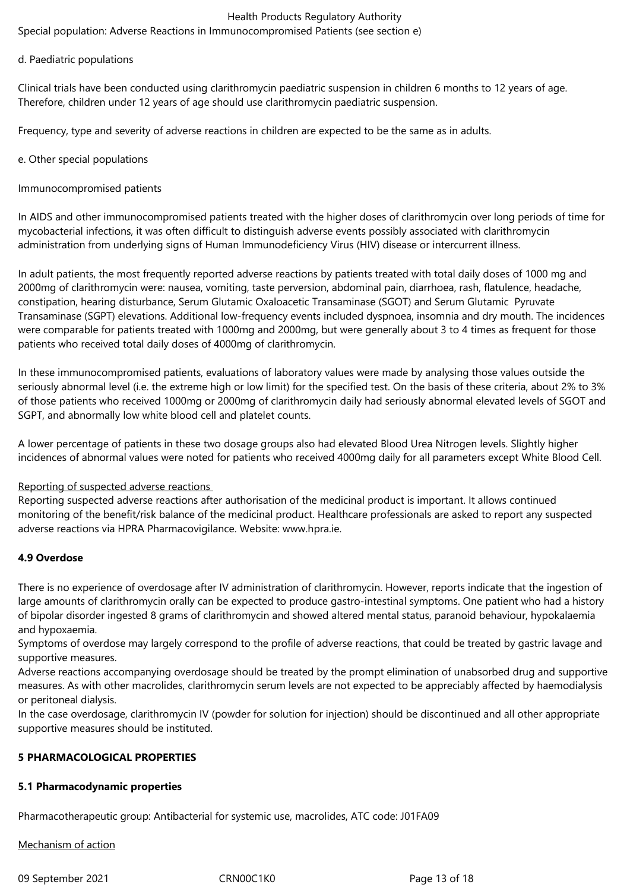Special population: Adverse Reactions in Immunocompromised Patients (see section e)

d. Paediatric populations

Clinical trials have been conducted using clarithromycin paediatric suspension in children 6 months to 12 years of age. Therefore, children under 12 years of age should use clarithromycin paediatric suspension.

Frequency, type and severity of adverse reactions in children are expected to be the same as in adults.

e. Other special populations

Immunocompromised patients

In AIDS and other immunocompromised patients treated with the higher doses of clarithromycin over long periods of time for mycobacterial infections, it was often difficult to distinguish adverse events possibly associated with clarithromycin administration from underlying signs of Human Immunodeficiency Virus (HIV) disease or intercurrent illness.

In adult patients, the most frequently reported adverse reactions by patients treated with total daily doses of 1000 mg and 2000mg of clarithromycin were: nausea, vomiting, taste perversion, abdominal pain, diarrhoea, rash, flatulence, headache, constipation, hearing disturbance, Serum Glutamic Oxaloacetic Transaminase (SGOT) and Serum Glutamic Pyruvate Transaminase (SGPT) elevations. Additional low-frequency events included dyspnoea, insomnia and dry mouth. The incidences were comparable for patients treated with 1000mg and 2000mg, but were generally about 3 to 4 times as frequent for those patients who received total daily doses of 4000mg of clarithromycin.

In these immunocompromised patients, evaluations of laboratory values were made by analysing those values outside the seriously abnormal level (i.e. the extreme high or low limit) for the specified test. On the basis of these criteria, about 2% to 3% of those patients who received 1000mg or 2000mg of clarithromycin daily had seriously abnormal elevated levels of SGOT and SGPT, and abnormally low white blood cell and platelet counts.

A lower percentage of patients in these two dosage groups also had elevated Blood Urea Nitrogen levels. Slightly higher incidences of abnormal values were noted for patients who received 4000mg daily for all parameters except White Blood Cell.

Reporting of suspected adverse reactions

Reporting suspected adverse reactions after authorisation of the medicinal product is important. It allows continued monitoring of the benefit/risk balance of the medicinal product. Healthcare professionals are asked to report any suspected adverse reactions via HPRA Pharmacovigilance. Website: www.hpra.ie.

## 4.9 Overdose

There is no experience of overdosage after IV administration of clarithromycin. However, reports indicate that the ingestion of large amounts of clarithromycin orally can be expected to produce gastro-intestinal symptoms. One patient who had a history of bipolar disorder ingested 8 grams of clarithromycin and showed altered mental status, paranoid behaviour, hypokalaemia and hypoxaemia.

Symptoms of overdose may largely correspond to the profile of adverse reactions, that could be treated by gastric lavage and supportive measures.

Adverse reactions accompanying overdosage should be treated by the prompt elimination of unabsorbed drug and supportive measures. As with other macrolides, clarithromycin serum levels are not expected to be appreciably affected by haemodialysis or peritoneal dialysis.

In the case overdosage, clarithromycin IV (powder for solution for injection) should be discontinued and all other appropriate supportive measures should be instituted.

# 5 PHARMACOLOGICAL PROPERTIES

## 5.1 Pharmacodynamic properties

Pharmacotherapeutic group: Antibacterial for systemic use, macrolides, ATC code: J01FA09

Mechanism of action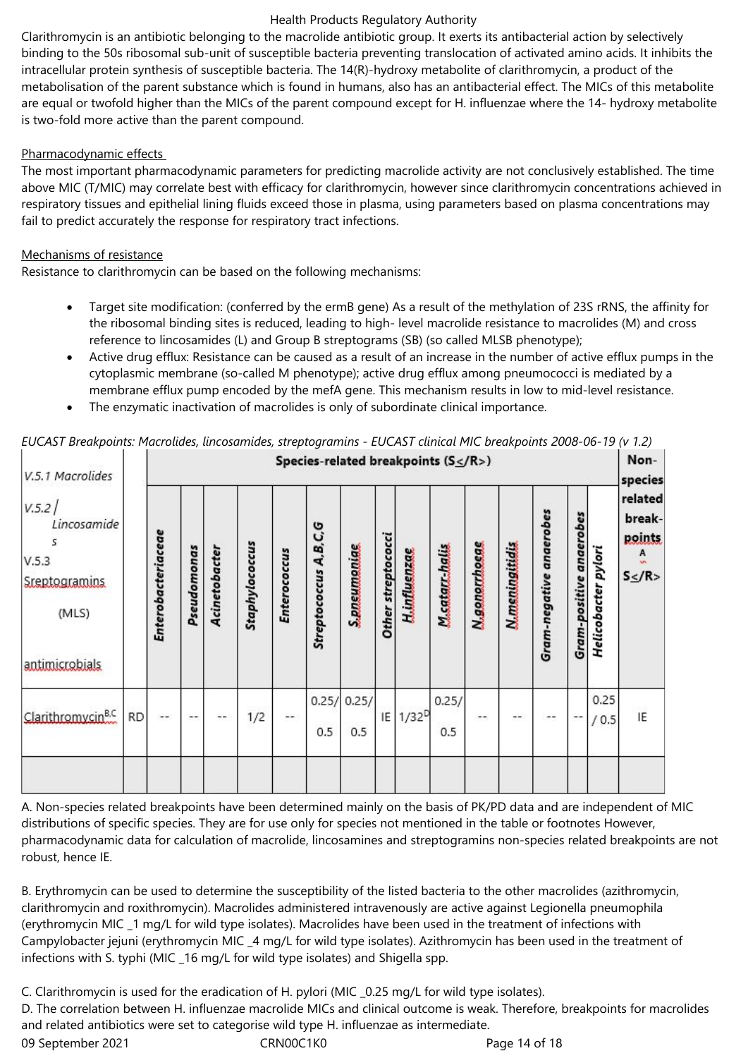Clarithromycin is an antibiotic belonging to the macrolide antibiotic group. It exerts its antibacterial action by selectively binding to the 50s ribosomal sub-unit of susceptible bacteria preventing translocation of activated amino acids. It inhibits the intracellular protein synthesis of susceptible bacteria. The 14(R)-hydroxy metabolite of clarithromycin, a product of the metabolisation of the parent substance which is found in humans, also has an antibacterial effect. The MICs of this metabolite are equal or twofold higher than the MICs of the parent compound except for H. influenzae where the 14- hydroxy metabolite is two-fold more active than the parent compound.

Pharmacodynamic effects

The most important pharmacodynamic parameters for predicting macrolide activity are not conclusively established. The time above MIC (T/MIC) may correlate best with efficacy for clarithromycin, however since clarithromycin concentrations achieved in respiratory tissues and epithelial lining fluids exceed those in plasma, using parameters based on plasma concentrations may fail to predict accurately the response for respiratory tract infections.

Mechanisms of resistance

Resistance to clarithromycin can be based on the following mechanisms:

- Target site modification: (conferred by the ermB gene) As a result of the methylation of 23S rRNS, the affinity for the ribosomal binding sites is reduced, leading to high- level macrolide resistance to macrolides (M) and cross reference to lincosamides (L) and Group B streptograms (SB) (so called MLSB phenotype);
- Active drug efflux: Resistance can be caused as a result of an increase in the number of active efflux pumps in the cytoplasmic membrane (so-called M phenotype); active drug efflux among pneumococci is mediated by a membrane efflux pump encoded by the mefA gene. This mechanism results in low to mid-level resistance.
- The enzymatic inactivation of macrolides is only of subordinate clinical importance.

*EUCAST Breakpoints: Macrolides, lincosamides, streptogramins - EUCAST clinical MIC breakpoints 2008-06-19 (v 1.2)*

| V.5.1 Macrolides V.5.2 / Lincosamides V.5.3 Sreptogramins (MLS) antimicrobials | | Species-related breakpoints (S≤/R>) | | | | | | | | | | | | | | | Non-species related breakpoints[A] S≤/R> |
|---|---|---|---|---|---|---|---|---|---|---|---|---|---|---|---|---|---|
| | | Enterobacteriaceae | Pseudomonas | Acinetobacter | Staphylococcus | Enterococcus | Streptococcus A,B,C,G | S.pneumoniae | Other streptococci | H.influenzae | M.catarr-halis | N.gonorrhoeae | N.meningitidis | Gram-negative anaerobes | Gram-positive anaerobes | Helicobacter pylori | |
| Clarithromycin[B,C] | RD | -- | -- | -- | 1/2 | -- | 0.25/ 0.5 | 0.25/ 0.5 | IE | 1/32[D] | 0.25/ 0.5 | -- | -- | -- | -- | 0.25 / 0.5 | IE |
| | | | | | | | | | | | | | | | | | |

A. Non-species related breakpoints have been determined mainly on the basis of PK/PD data and are independent of MIC distributions of specific species. They are for use only for species not mentioned in the table or footnotes However, pharmacodynamic data for calculation of macrolide, lincosamines and streptogramins non-species related breakpoints are not robust, hence IE.

B. Erythromycin can be used to determine the susceptibility of the listed bacteria to the other macrolides (azithromycin, clarithromycin and roxithromycin). Macrolides administered intravenously are active against Legionella pneumophila (erythromycin MIC _1 mg/L for wild type isolates). Macrolides have been used in the treatment of infections with Campylobacter jejuni (erythromycin MIC _4 mg/L for wild type isolates). Azithromycin has been used in the treatment of infections with S. typhi (MIC _16 mg/L for wild type isolates) and Shigella spp.

C. Clarithromycin is used for the eradication of H. pylori (MIC _0.25 mg/L for wild type isolates).
D. The correlation between H. influenzae macrolide MICs and clinical outcome is weak. Therefore, breakpoints for macrolides and related antibiotics were set to categorise wild type H. influenzae as intermediate.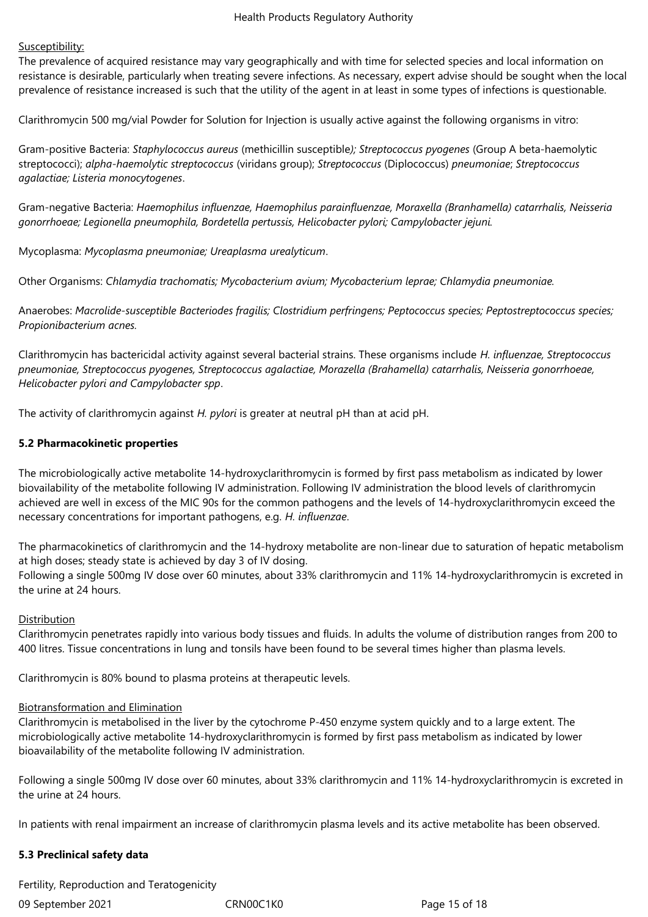Susceptibility:

The prevalence of acquired resistance may vary geographically and with time for selected species and local information on resistance is desirable, particularly when treating severe infections. As necessary, expert advise should be sought when the local prevalence of resistance increased is such that the utility of the agent in at least in some types of infections is questionable.

Clarithromycin 500 mg/vial Powder for Solution for Injection is usually active against the following organisms in vitro:

Gram-positive Bacteria: *Staphylococcus aureus* (methicillin susceptible*); Streptococcus pyogenes* (Group A beta-haemolytic streptococci); *alpha-haemolytic streptococcus* (viridans group); *Streptococcus* (Diplococcus) *pneumoniae*; *Streptococcus agalactiae; Listeria monocytogenes*.

Gram-negative Bacteria: *Haemophilus influenzae, Haemophilus parainfluenzae, Moraxella (Branhamella) catarrhalis, Neisseria gonorrhoeae; Legionella pneumophila, Bordetella pertussis, Helicobacter pylori; Campylobacter jejuni.*

Mycoplasma: *Mycoplasma pneumoniae; Ureaplasma urealyticum*.

Other Organisms: *Chlamydia trachomatis; Mycobacterium avium; Mycobacterium leprae; Chlamydia pneumoniae.*

Anaerobes: *Macrolide-susceptible Bacteriodes fragilis; Clostridium perfringens; Peptococcus species; Peptostreptococcus species; Propionibacterium acnes.*

Clarithromycin has bactericidal activity against several bacterial strains. These organisms include *H. influenzae, Streptococcus pneumoniae, Streptococcus pyogenes, Streptococcus agalactiae, Morazella (Brahamella) catarrhalis, Neisseria gonorrhoeae, Helicobacter pylori and Campylobacter spp*.

The activity of clarithromycin against *H. pylori* is greater at neutral pH than at acid pH.

**5.2 Pharmacokinetic properties**

The microbiologically active metabolite 14-hydroxyclarithromycin is formed by first pass metabolism as indicated by lower biovailability of the metabolite following IV administration. Following IV administration the blood levels of clarithromycin achieved are well in excess of the MIC 90s for the common pathogens and the levels of 14-hydroxyclarithromycin exceed the necessary concentrations for important pathogens, e.g. *H. influenzae*.

The pharmacokinetics of clarithromycin and the 14-hydroxy metabolite are non-linear due to saturation of hepatic metabolism at high doses; steady state is achieved by day 3 of IV dosing.
Following a single 500mg IV dose over 60 minutes, about 33% clarithromycin and 11% 14-hydroxyclarithromycin is excreted in the urine at 24 hours.

Distribution

Clarithromycin penetrates rapidly into various body tissues and fluids. In adults the volume of distribution ranges from 200 to 400 litres. Tissue concentrations in lung and tonsils have been found to be several times higher than plasma levels.

Clarithromycin is 80% bound to plasma proteins at therapeutic levels.

Biotransformation and Elimination

Clarithromycin is metabolised in the liver by the cytochrome P-450 enzyme system quickly and to a large extent. The microbiologically active metabolite 14-hydroxyclarithromycin is formed by first pass metabolism as indicated by lower bioavailability of the metabolite following IV administration.

Following a single 500mg IV dose over 60 minutes, about 33% clarithromycin and 11% 14-hydroxyclarithromycin is excreted in the urine at 24 hours.

In patients with renal impairment an increase of clarithromycin plasma levels and its active metabolite has been observed.

**5.3 Preclinical safety data**

Fertility, Reproduction and Teratogenicity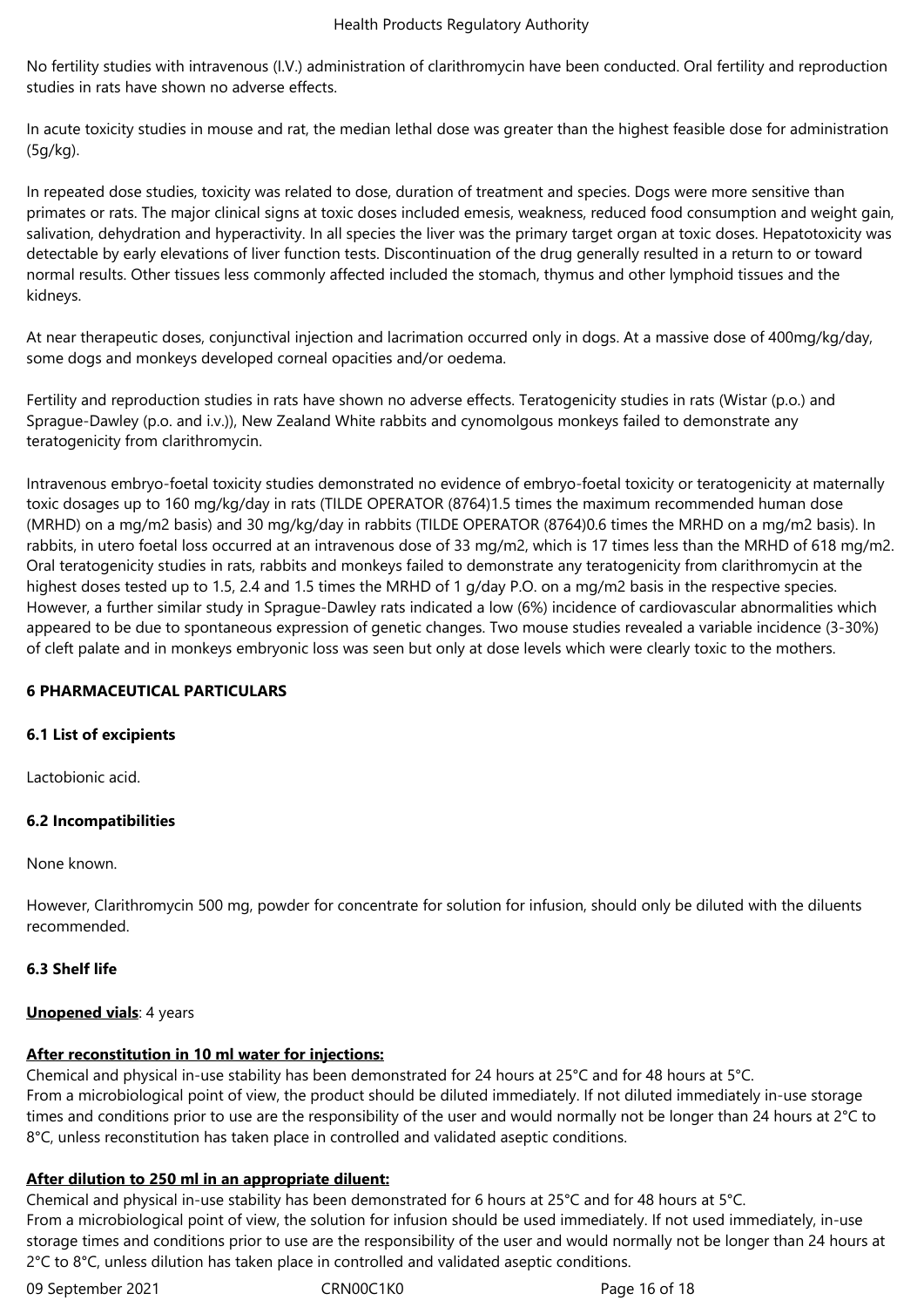No fertility studies with intravenous (I.V.) administration of clarithromycin have been conducted. Oral fertility and reproduction studies in rats have shown no adverse effects.

In acute toxicity studies in mouse and rat, the median lethal dose was greater than the highest feasible dose for administration (5g/kg).

In repeated dose studies, toxicity was related to dose, duration of treatment and species. Dogs were more sensitive than primates or rats. The major clinical signs at toxic doses included emesis, weakness, reduced food consumption and weight gain, salivation, dehydration and hyperactivity. In all species the liver was the primary target organ at toxic doses. Hepatotoxicity was detectable by early elevations of liver function tests. Discontinuation of the drug generally resulted in a return to or toward normal results. Other tissues less commonly affected included the stomach, thymus and other lymphoid tissues and the kidneys.

At near therapeutic doses, conjunctival injection and lacrimation occurred only in dogs. At a massive dose of 400mg/kg/day, some dogs and monkeys developed corneal opacities and/or oedema.

Fertility and reproduction studies in rats have shown no adverse effects. Teratogenicity studies in rats (Wistar (p.o.) and Sprague-Dawley (p.o. and i.v.)), New Zealand White rabbits and cynomolgous monkeys failed to demonstrate any teratogenicity from clarithromycin.

Intravenous embryo-foetal toxicity studies demonstrated no evidence of embryo-foetal toxicity or teratogenicity at maternally toxic dosages up to 160 mg/kg/day in rats (TILDE OPERATOR (8764)1.5 times the maximum recommended human dose (MRHD) on a mg/m2 basis) and 30 mg/kg/day in rabbits (TILDE OPERATOR (8764)0.6 times the MRHD on a mg/m2 basis). In rabbits, in utero foetal loss occurred at an intravenous dose of 33 mg/m2, which is 17 times less than the MRHD of 618 mg/m2. Oral teratogenicity studies in rats, rabbits and monkeys failed to demonstrate any teratogenicity from clarithromycin at the highest doses tested up to 1.5, 2.4 and 1.5 times the MRHD of 1 g/day P.O. on a mg/m2 basis in the respective species. However, a further similar study in Sprague-Dawley rats indicated a low (6%) incidence of cardiovascular abnormalities which appeared to be due to spontaneous expression of genetic changes. Two mouse studies revealed a variable incidence (3-30%) of cleft palate and in monkeys embryonic loss was seen but only at dose levels which were clearly toxic to the mothers.

## 6 PHARMACEUTICAL PARTICULARS

### 6.1 List of excipients

Lactobionic acid.

### 6.2 Incompatibilities

None known.

However, Clarithromycin 500 mg, powder for concentrate for solution for infusion, should only be diluted with the diluents recommended.

### 6.3 Shelf life

**Unopened vials**: 4 years

**After reconstitution in 10 ml water for injections:**
Chemical and physical in-use stability has been demonstrated for 24 hours at 25°C and for 48 hours at 5°C.
From a microbiological point of view, the product should be diluted immediately. If not diluted immediately in-use storage times and conditions prior to use are the responsibility of the user and would normally not be longer than 24 hours at 2°C to 8°C, unless reconstitution has taken place in controlled and validated aseptic conditions.

**After dilution to 250 ml in an appropriate diluent:**
Chemical and physical in-use stability has been demonstrated for 6 hours at 25°C and for 48 hours at 5°C.
From a microbiological point of view, the solution for infusion should be used immediately. If not used immediately, in-use storage times and conditions prior to use are the responsibility of the user and would normally not be longer than 24 hours at 2°C to 8°C, unless dilution has taken place in controlled and validated aseptic conditions.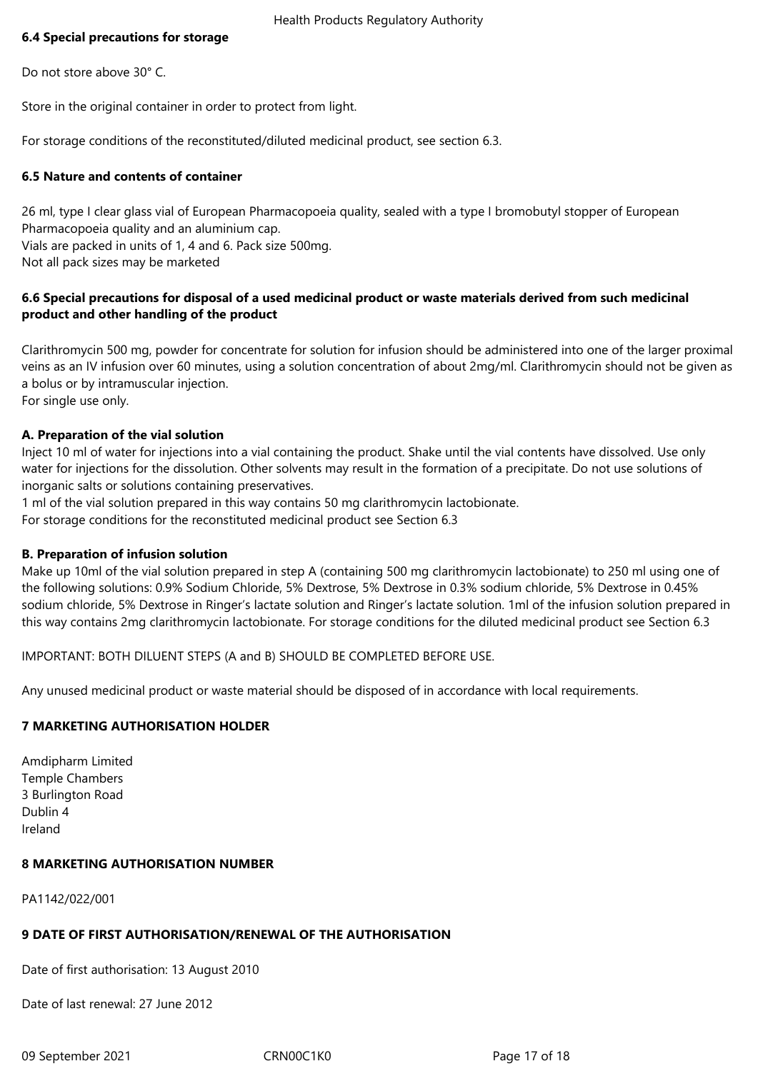### 6.4 Special precautions for storage

Do not store above 30° C.

Store in the original container in order to protect from light.

For storage conditions of the reconstituted/diluted medicinal product, see section 6.3.

### 6.5 Nature and contents of container

26 ml, type I clear glass vial of European Pharmacopoeia quality, sealed with a type I bromobutyl stopper of European Pharmacopoeia quality and an aluminium cap.
Vials are packed in units of 1, 4 and 6. Pack size 500mg.
Not all pack sizes may be marketed

### 6.6 Special precautions for disposal of a used medicinal product or waste materials derived from such medicinal product and other handling of the product

Clarithromycin 500 mg, powder for concentrate for solution for infusion should be administered into one of the larger proximal veins as an IV infusion over 60 minutes, using a solution concentration of about 2mg/ml. Clarithromycin should not be given as a bolus or by intramuscular injection.
For single use only.

**A. Preparation of the vial solution**
Inject 10 ml of water for injections into a vial containing the product. Shake until the vial contents have dissolved. Use only water for injections for the dissolution. Other solvents may result in the formation of a precipitate. Do not use solutions of inorganic salts or solutions containing preservatives.
1 ml of the vial solution prepared in this way contains 50 mg clarithromycin lactobionate.
For storage conditions for the reconstituted medicinal product see Section 6.3

**B. Preparation of infusion solution**
Make up 10ml of the vial solution prepared in step A (containing 500 mg clarithromycin lactobionate) to 250 ml using one of the following solutions: 0.9% Sodium Chloride, 5% Dextrose, 5% Dextrose in 0.3% sodium chloride, 5% Dextrose in 0.45% sodium chloride, 5% Dextrose in Ringer's lactate solution and Ringer's lactate solution. 1ml of the infusion solution prepared in this way contains 2mg clarithromycin lactobionate. For storage conditions for the diluted medicinal product see Section 6.3

IMPORTANT: BOTH DILUENT STEPS (A and B) SHOULD BE COMPLETED BEFORE USE.

Any unused medicinal product or waste material should be disposed of in accordance with local requirements.

## 7 MARKETING AUTHORISATION HOLDER

Amdipharm Limited
Temple Chambers
3 Burlington Road
Dublin 4
Ireland

## 8 MARKETING AUTHORISATION NUMBER

PA1142/022/001

## 9 DATE OF FIRST AUTHORISATION/RENEWAL OF THE AUTHORISATION

Date of first authorisation: 13 August 2010

Date of last renewal: 27 June 2012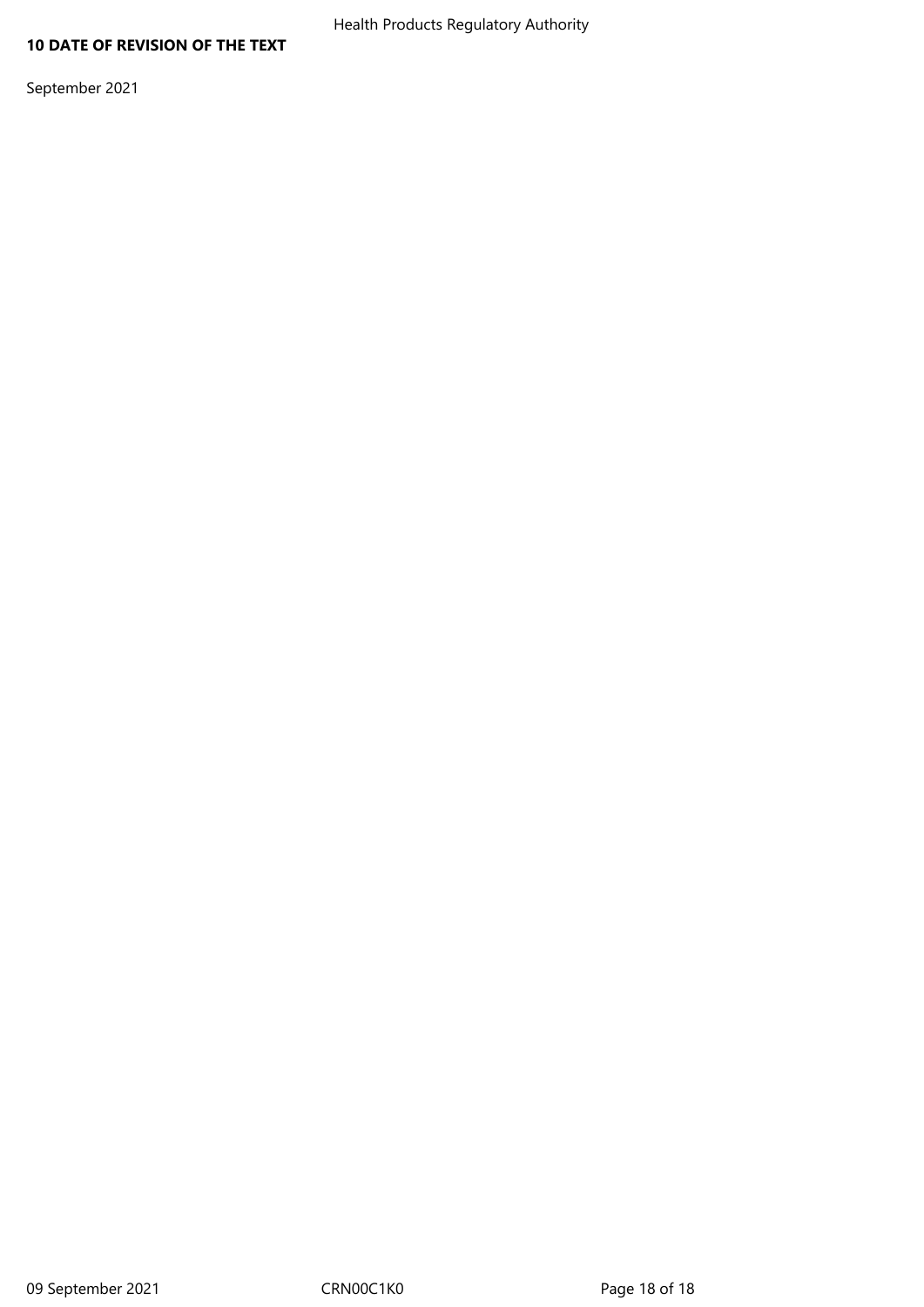**10 DATE OF REVISION OF THE TEXT**

September 2021